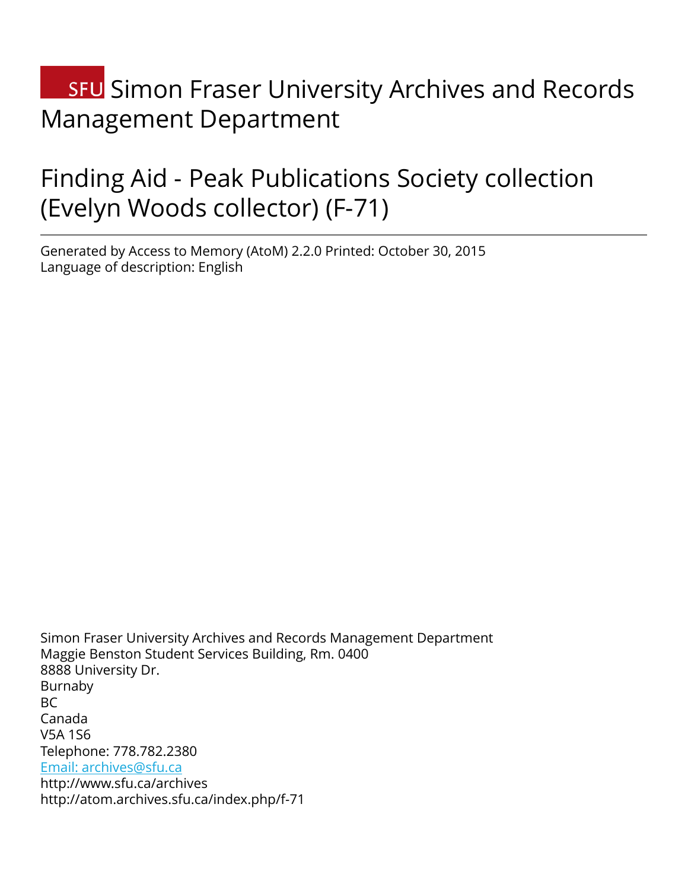# SFU Simon Fraser University Archives and Records Management Department

# Finding Aid - Peak Publications Society collection (Evelyn Woods collector) (F-71)

---

Generated by Access to Memory (AtoM) 2.2.0 Printed: October 30, 2015
Language of description: English

Simon Fraser University Archives and Records Management Department
Maggie Benston Student Services Building, Rm. 0400
8888 University Dr.
Burnaby
BC
Canada
V5A 1S6
Telephone: 778.782.2380
[Email: archives@sfu.ca](mailto:archives@sfu.ca)
http://www.sfu.ca/archives
http://atom.archives.sfu.ca/index.php/f-71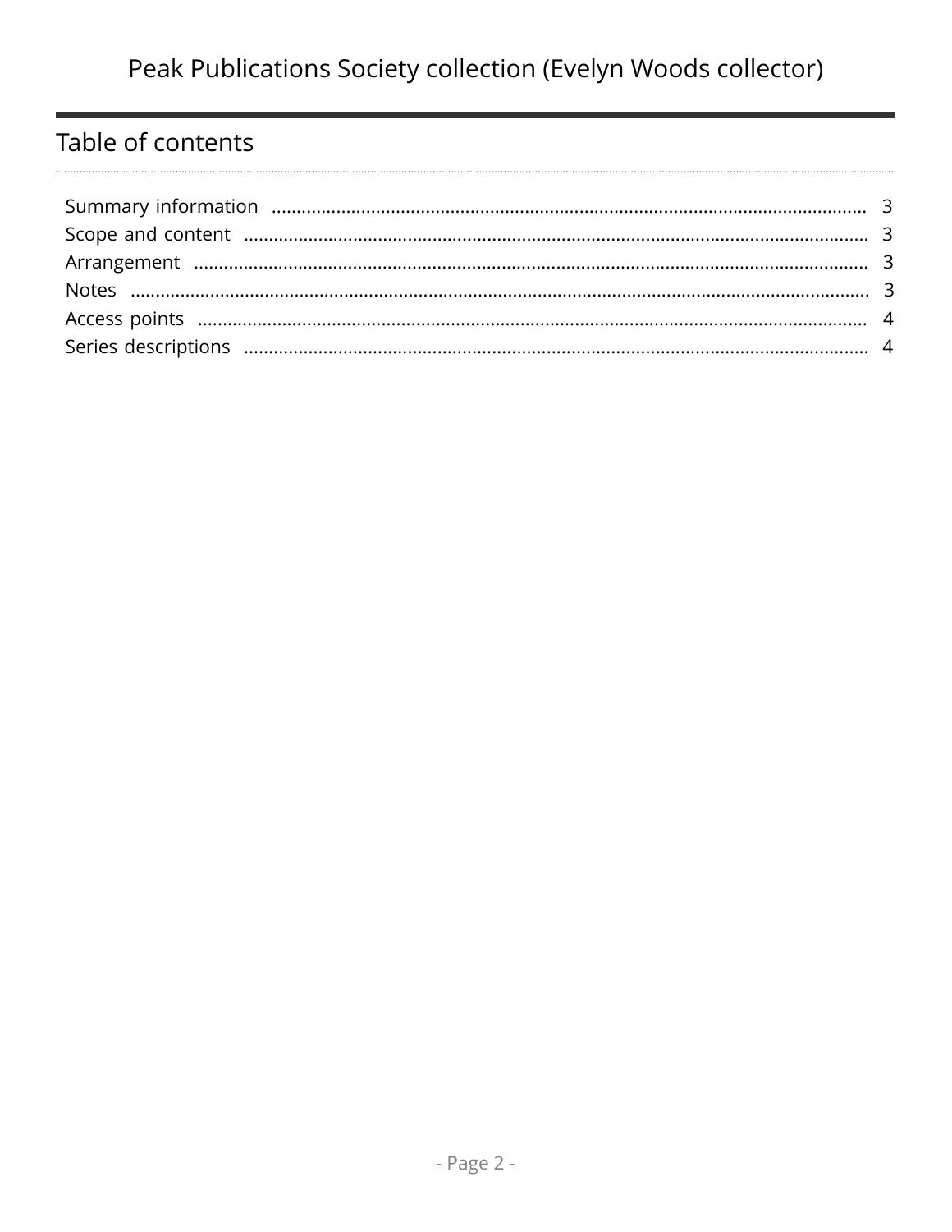## Table of contents

| Section | Page |
|---|---|
| Summary information | 3 |
| Scope and content | 3 |
| Arrangement | 3 |
| Notes | 3 |
| Access points | 4 |
| Series descriptions | 4 |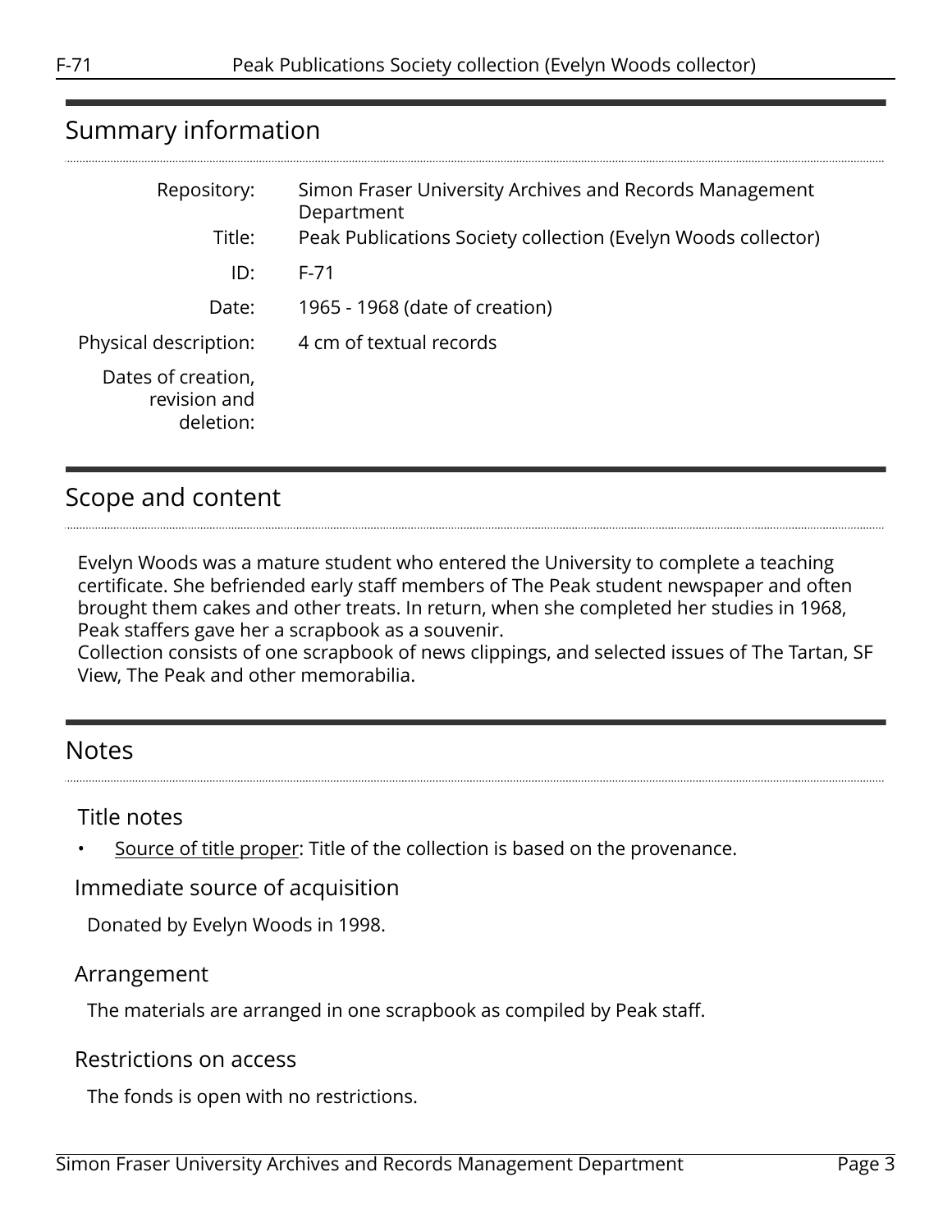## Summary information

| | |
|---|---|
| Repository: | Simon Fraser University Archives and Records Management Department |
| Title: | Peak Publications Society collection (Evelyn Woods collector) |
| ID: | F-71 |
| Date: | 1965 - 1968 (date of creation) |
| Physical description: | 4 cm of textual records |
| Dates of creation, revision and deletion: | |

## Scope and content

Evelyn Woods was a mature student who entered the University to complete a teaching certificate. She befriended early staff members of The Peak student newspaper and often brought them cakes and other treats. In return, when she completed her studies in 1968, Peak staffers gave her a scrapbook as a souvenir.
Collection consists of one scrapbook of news clippings, and selected issues of The Tartan, SF View, The Peak and other memorabilia.

## Notes

### Title notes

- Source of title proper: Title of the collection is based on the provenance.

### Immediate source of acquisition

Donated by Evelyn Woods in 1998.

### Arrangement

The materials are arranged in one scrapbook as compiled by Peak staff.

### Restrictions on access

The fonds is open with no restrictions.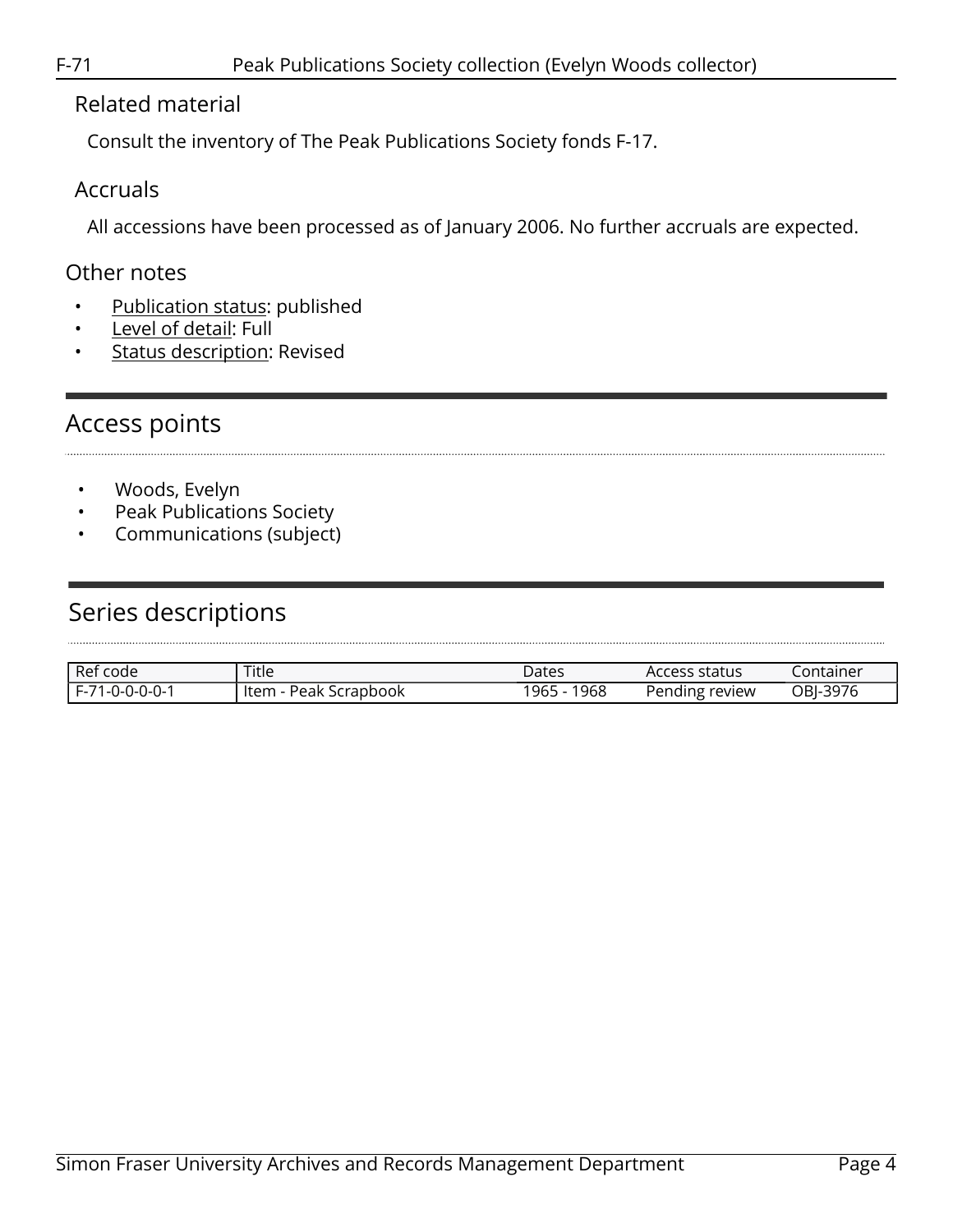### Related material

Consult the inventory of The Peak Publications Society fonds F-17.

### Accruals

All accessions have been processed as of January 2006. No further accruals are expected.

### Other notes

- Publication status: published
- Level of detail: Full
- Status description: Revised

## Access points

- Woods, Evelyn
- Peak Publications Society
- Communications (subject)

## Series descriptions

| Ref code | Title | Dates | Access status | Container |
|---|---|---|---|---|
| F-71-0-0-0-0-1 | Item - Peak Scrapbook | 1965 - 1968 | Pending review | OBJ-3976 |